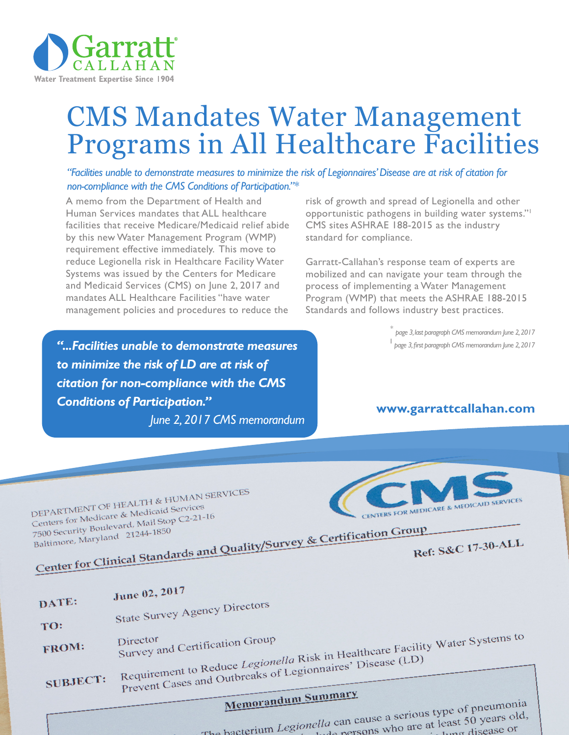Garratt CALLAHAN
Water Treatment Expertise Since 1904

# CMS Mandates Water Management Programs in All Healthcare Facilities

*"Facilities unable to demonstrate measures to minimize the risk of Legionnaires' Disease are at risk of citation for non-compliance with the CMS Conditions of Participation."\**

A memo from the Department of Health and Human Services mandates that ALL healthcare facilities that receive Medicare/Medicaid relief abide by this new Water Management Program (WMP) requirement effective immediately. This move to reduce Legionella risk in Healthcare Facility Water Systems was issued by the Centers for Medicare and Medicaid Services (CMS) on June 2, 2017 and mandates ALL Healthcare Facilities "have water management policies and procedures to reduce the risk of growth and spread of Legionella and other opportunistic pathogens in building water systems."[1] CMS sites ASHRAE 188-2015 as the industry standard for compliance.

Garratt-Callahan's response team of experts are mobilized and can navigate your team through the process of implementing a Water Management Program (WMP) that meets the ASHRAE 188-2015 Standards and follows industry best practices.

*\* page 3, last paragraph CMS memorandum June 2, 2017*
*[1] page 3, first paragraph CMS memorandum June 2, 2017*

> ***"...Facilities unable to demonstrate measures to minimize the risk of LD are at risk of citation for non-compliance with the CMS Conditions of Participation."***
> *June 2, 2017 CMS memorandum*

**www.garrattcallahan.com**

DEPARTMENT OF HEALTH & HUMAN SERVICES
Centers for Medicare & Medicaid Services
7500 Security Boulevard, Mail Stop C2-21-16
Baltimore, Maryland 21244-1850

CMS
CENTERS FOR MEDICARE & MEDICAID SERVICES

**Center for Clinical Standards and Quality/Survey & Certification Group**

**Ref: S&C 17-30-ALL**

**DATE:** June 02, 2017

**TO:** State Survey Agency Directors

**FROM:** Director
Survey and Certification Group

**SUBJECT:** Requirement to Reduce *Legionella* Risk in Healthcare Facility Water Systems to Prevent Cases and Outbreaks of Legionnaires' Disease (LD)

**Memorandum Summary**

The bacterium *Legionella* can cause a serious type of pneumonia ... persons who are at least 50 years old, ... lung disease or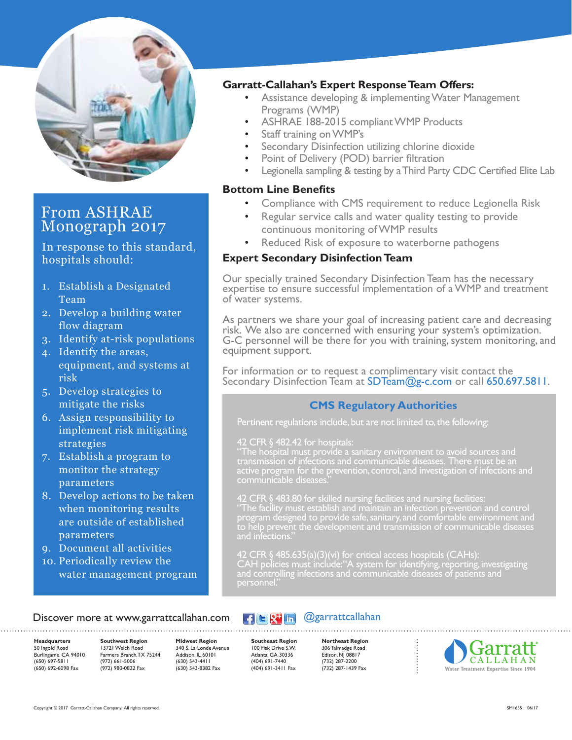## From ASHRAE Monograph 2017

In response to this standard, hospitals should:

1. Establish a Designated Team
2. Develop a building water flow diagram
3. Identify at-risk populations
4. Identify the areas, equipment, and systems at risk
5. Develop strategies to mitigate the risks
6. Assign responsibility to implement risk mitigating strategies
7. Establish a program to monitor the strategy parameters
8. Develop actions to be taken when monitoring results are outside of established parameters
9. Document all activities
10. Periodically review the water management program

### Garratt-Callahan's Expert Response Team Offers:

- Assistance developing & implementing Water Management Programs (WMP)
- ASHRAE 188-2015 compliant WMP Products
- Staff training on WMP's
- Secondary Disinfection utilizing chlorine dioxide
- Point of Delivery (POD) barrier filtration
- Legionella sampling & testing by a Third Party CDC Certified Elite Lab

### Bottom Line Benefits

- Compliance with CMS requirement to reduce Legionella Risk
- Regular service calls and water quality testing to provide continuous monitoring of WMP results
- Reduced Risk of exposure to waterborne pathogens

### Expert Secondary Disinfection Team

Our specially trained Secondary Disinfection Team has the necessary expertise to ensure successful implementation of a WMP and treatment of water systems.

As partners we share your goal of increasing patient care and decreasing risk. We also are concerned with ensuring your system's optimization. G-C personnel will be there for you with training, system monitoring, and equipment support.

For information or to request a complimentary visit contact the Secondary Disinfection Team at SDTeam@g-c.com or call 650.697.5811.

### CMS Regulatory Authorities

Pertinent regulations include, but are not limited to, the following:

42 CFR § 482.42 for hospitals:
"The hospital must provide a sanitary environment to avoid sources and transmission of infections and communicable diseases. There must be an active program for the prevention, control, and investigation of infections and communicable diseases."

42 CFR § 483.80 for skilled nursing facilities and nursing facilities:
"The facility must establish and maintain an infection prevention and control program designed to provide safe, sanitary, and comfortable environment and to help prevent the development and transmission of communicable diseases and infections."

42 CFR § 485.635(a)(3)(vi) for critical access hospitals (CAHs):
CAH policies must include: "A system for identifying, reporting, investigating and controlling infections and communicable diseases of patients and personnel."

Discover more at www.garrattcallahan.com @garrattcallahan

**Headquarters**
50 Ingold Road
Burlingame, CA 94010
(650) 697-5811
(650) 692-6098 Fax

**Southwest Region**
13721 Welch Road
Farmers Branch, TX 75244
(972) 661-5006
(972) 980-0822 Fax

**Midwest Region**
340 S. La Londe Avenue
Addison, IL 60101
(630) 543-4411
(630) 543-8382 Fax

**Southeast Region**
100 Fisk Drive S.W.
Atlanta, GA 30336
(404) 691-7440
(404) 691-3411 Fax

**Northeast Region**
306 Talmadge Road
Edison, NJ 08817
(732) 287-2200
(732) 287-1439 Fax

Garratt Callahan — Water Treatment Expertise Since 1904

Copyright © 2017 Garratt-Callahan Company. All rights reserved.

SM1655 06/17